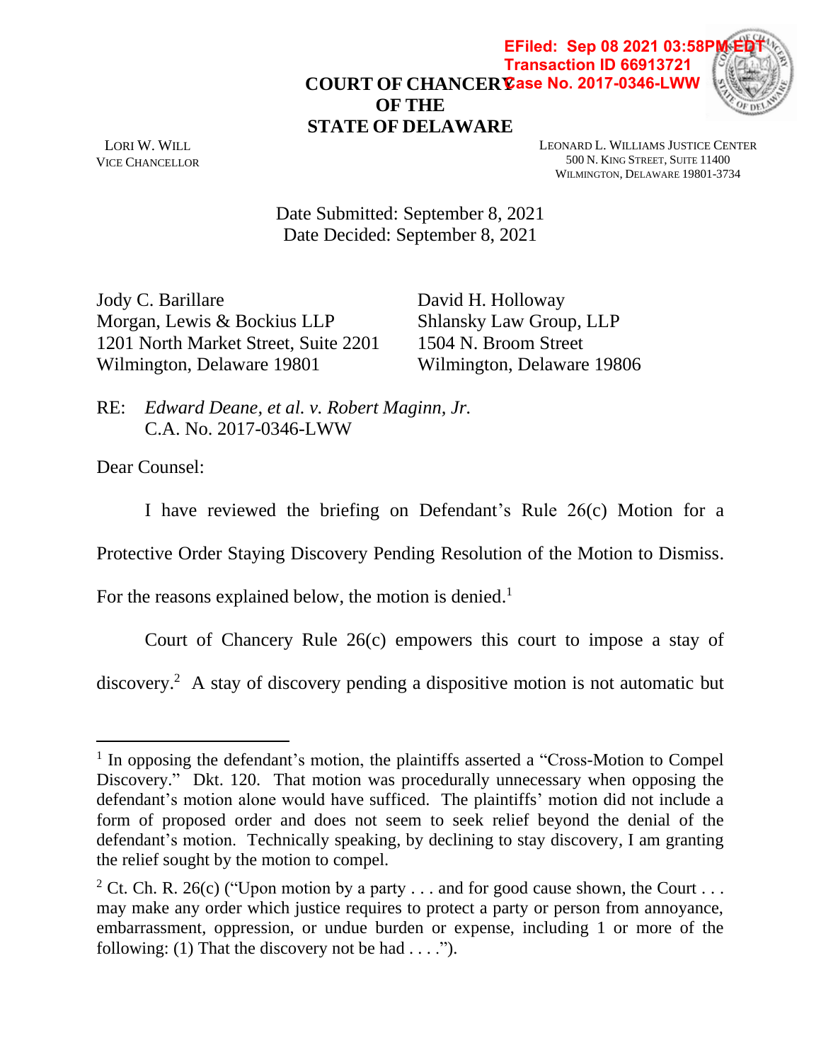EFiled: Sep 08 2021 03:58PM EDT
Transaction ID 66913721
Case No. 2017-0346-LWW

# COURT OF CHANCERY OF THE STATE OF DELAWARE

LORI W. WILL
VICE CHANCELLOR

LEONARD L. WILLIAMS JUSTICE CENTER
500 N. KING STREET, SUITE 11400
WILMINGTON, DELAWARE 19801-3734

Date Submitted: September 8, 2021
Date Decided: September 8, 2021

Jody C. Barillare
Morgan, Lewis & Bockius LLP
1201 North Market Street, Suite 2201
Wilmington, Delaware 19801

David H. Holloway
Shlansky Law Group, LLP
1504 N. Broom Street
Wilmington, Delaware 19806

RE: *Edward Deane, et al. v. Robert Maginn, Jr.*
C.A. No. 2017-0346-LWW

Dear Counsel:

I have reviewed the briefing on Defendant's Rule 26(c) Motion for a Protective Order Staying Discovery Pending Resolution of the Motion to Dismiss. For the reasons explained below, the motion is denied.[1]

Court of Chancery Rule 26(c) empowers this court to impose a stay of discovery.[2] A stay of discovery pending a dispositive motion is not automatic but

[1] In opposing the defendant's motion, the plaintiffs asserted a "Cross-Motion to Compel Discovery." Dkt. 120. That motion was procedurally unnecessary when opposing the defendant's motion alone would have sufficed. The plaintiffs' motion did not include a form of proposed order and does not seem to seek relief beyond the denial of the defendant's motion. Technically speaking, by declining to stay discovery, I am granting the relief sought by the motion to compel.

[2] Ct. Ch. R. 26(c) ("Upon motion by a party . . . and for good cause shown, the Court . . . may make any order which justice requires to protect a party or person from annoyance, embarrassment, oppression, or undue burden or expense, including 1 or more of the following: (1) That the discovery not be had . . . .").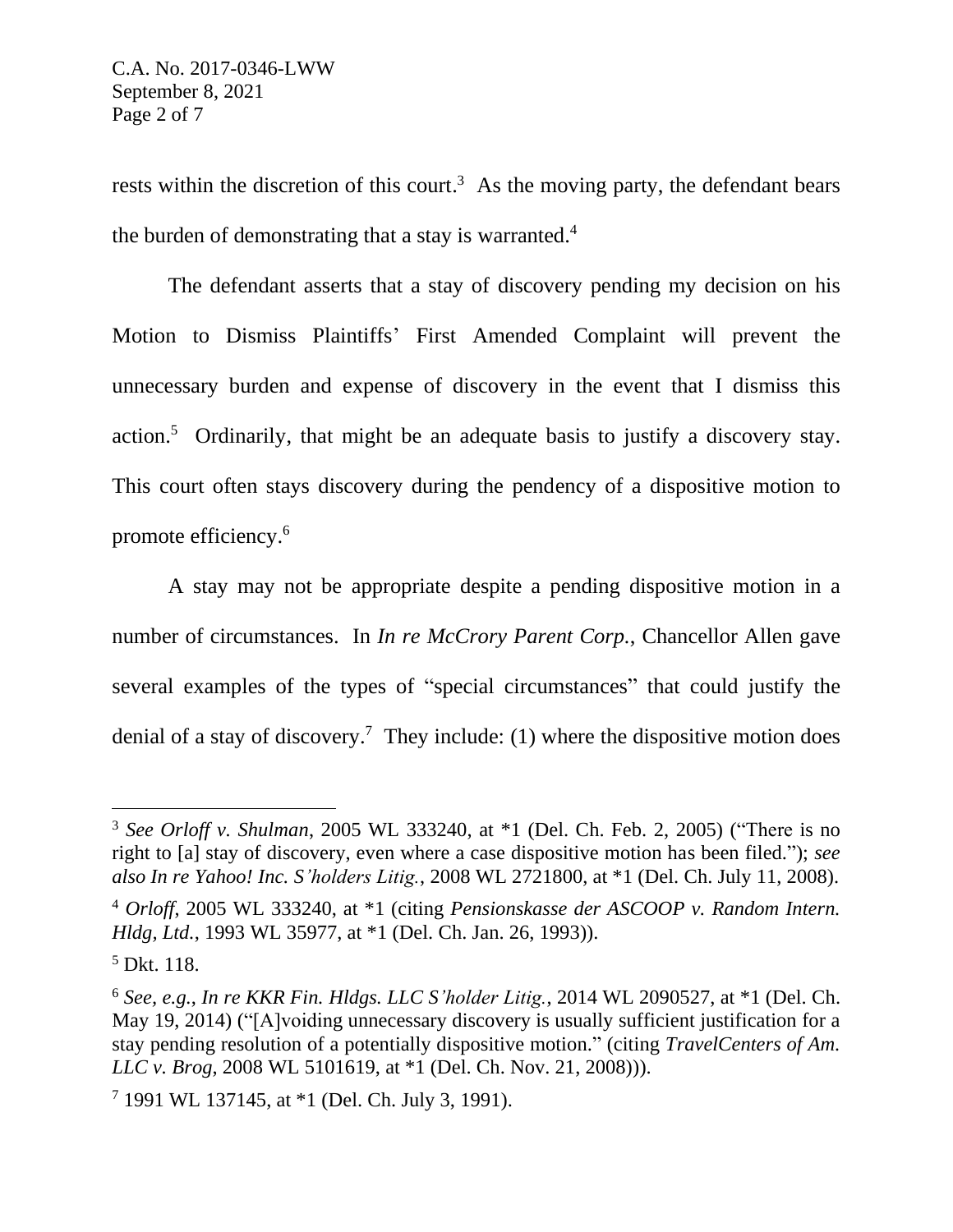rests within the discretion of this court.[3] As the moving party, the defendant bears the burden of demonstrating that a stay is warranted.[4]

The defendant asserts that a stay of discovery pending my decision on his Motion to Dismiss Plaintiffs' First Amended Complaint will prevent the unnecessary burden and expense of discovery in the event that I dismiss this action.[5] Ordinarily, that might be an adequate basis to justify a discovery stay. This court often stays discovery during the pendency of a dispositive motion to promote efficiency.[6]

A stay may not be appropriate despite a pending dispositive motion in a number of circumstances. In *In re McCrory Parent Corp.*, Chancellor Allen gave several examples of the types of "special circumstances" that could justify the denial of a stay of discovery.[7] They include: (1) where the dispositive motion does

---

[3] *See Orloff v. Shulman*, 2005 WL 333240, at *1 (Del. Ch. Feb. 2, 2005) ("There is no right to [a] stay of discovery, even where a case dispositive motion has been filed."); *see also In re Yahoo! Inc. S'holders Litig.*, 2008 WL 2721800, at *1 (Del. Ch. July 11, 2008).

[4] *Orloff*, 2005 WL 333240, at *1 (citing *Pensionskasse der ASCOOP v. Random Intern. Hldg, Ltd.*, 1993 WL 35977, at *1 (Del. Ch. Jan. 26, 1993)).

[5] Dkt. 118.

[6] *See, e.g.*, *In re KKR Fin. Hldgs. LLC S'holder Litig.*, 2014 WL 2090527, at *1 (Del. Ch. May 19, 2014) ("[A]voiding unnecessary discovery is usually sufficient justification for a stay pending resolution of a potentially dispositive motion." (citing *TravelCenters of Am. LLC v. Brog*, 2008 WL 5101619, at *1 (Del. Ch. Nov. 21, 2008))).

[7] 1991 WL 137145, at *1 (Del. Ch. July 3, 1991).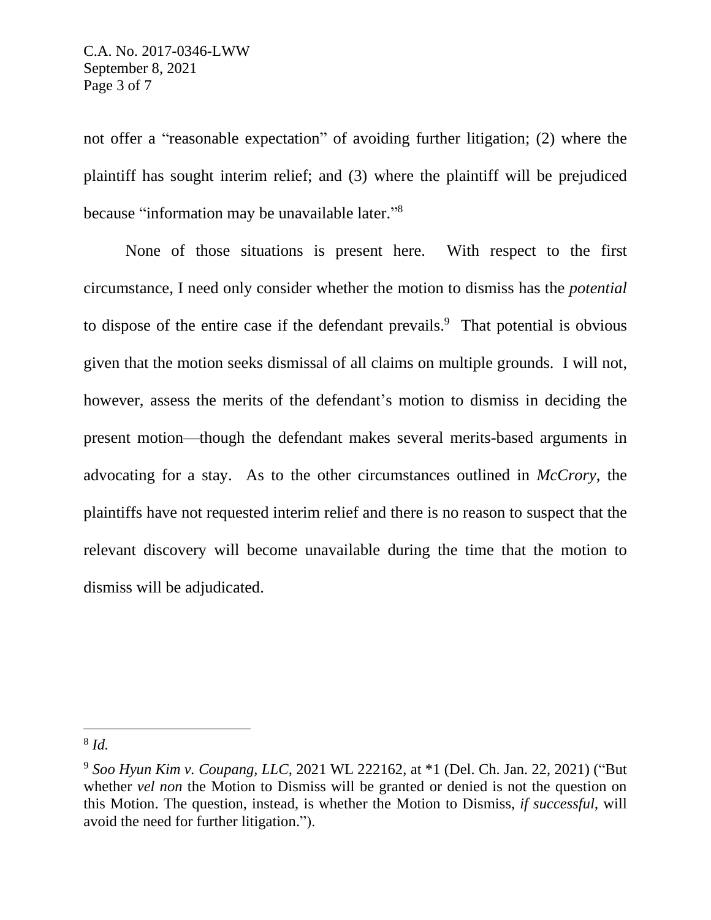not offer a "reasonable expectation" of avoiding further litigation; (2) where the plaintiff has sought interim relief; and (3) where the plaintiff will be prejudiced because "information may be unavailable later."[8]

None of those situations is present here. With respect to the first circumstance, I need only consider whether the motion to dismiss has the *potential* to dispose of the entire case if the defendant prevails.[9] That potential is obvious given that the motion seeks dismissal of all claims on multiple grounds. I will not, however, assess the merits of the defendant's motion to dismiss in deciding the present motion—though the defendant makes several merits-based arguments in advocating for a stay. As to the other circumstances outlined in *McCrory*, the plaintiffs have not requested interim relief and there is no reason to suspect that the relevant discovery will become unavailable during the time that the motion to dismiss will be adjudicated.

---

[8] *Id.*

[9] *Soo Hyun Kim v. Coupang, LLC*, 2021 WL 222162, at *1 (Del. Ch. Jan. 22, 2021) ("But whether *vel non* the Motion to Dismiss will be granted or denied is not the question on this Motion. The question, instead, is whether the Motion to Dismiss, *if successful*, will avoid the need for further litigation.").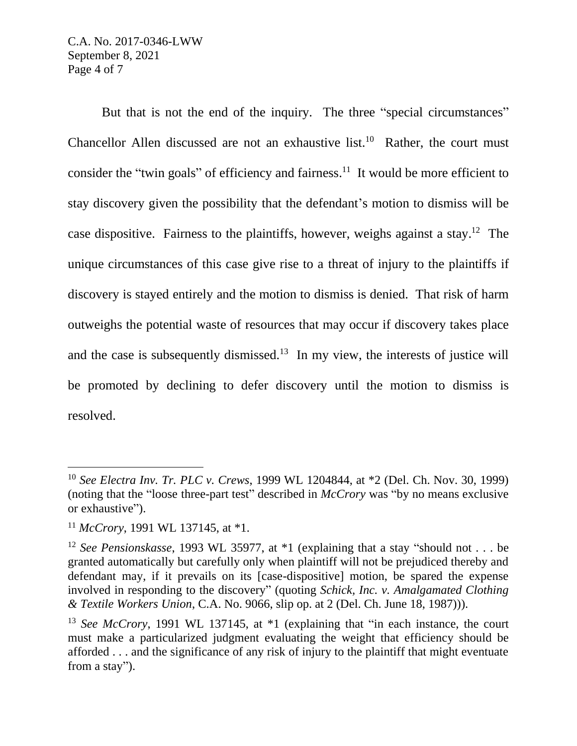But that is not the end of the inquiry. The three "special circumstances" Chancellor Allen discussed are not an exhaustive list.[10] Rather, the court must consider the "twin goals" of efficiency and fairness.[11] It would be more efficient to stay discovery given the possibility that the defendant's motion to dismiss will be case dispositive. Fairness to the plaintiffs, however, weighs against a stay.[12] The unique circumstances of this case give rise to a threat of injury to the plaintiffs if discovery is stayed entirely and the motion to dismiss is denied. That risk of harm outweighs the potential waste of resources that may occur if discovery takes place and the case is subsequently dismissed.[13] In my view, the interests of justice will be promoted by declining to defer discovery until the motion to dismiss is resolved.

---

[10] *See Electra Inv. Tr. PLC v. Crews*, 1999 WL 1204844, at *2 (Del. Ch. Nov. 30, 1999) (noting that the "loose three-part test" described in *McCrory* was "by no means exclusive or exhaustive").

[11] *McCrory*, 1991 WL 137145, at *1.

[12] *See Pensionskasse*, 1993 WL 35977, at *1 (explaining that a stay "should not . . . be granted automatically but carefully only when plaintiff will not be prejudiced thereby and defendant may, if it prevails on its [case-dispositive] motion, be spared the expense involved in responding to the discovery" (quoting *Schick, Inc. v. Amalgamated Clothing & Textile Workers Union*, C.A. No. 9066, slip op. at 2 (Del. Ch. June 18, 1987))).

[13] *See McCrory*, 1991 WL 137145, at *1 (explaining that "in each instance, the court must make a particularized judgment evaluating the weight that efficiency should be afforded . . . and the significance of any risk of injury to the plaintiff that might eventuate from a stay").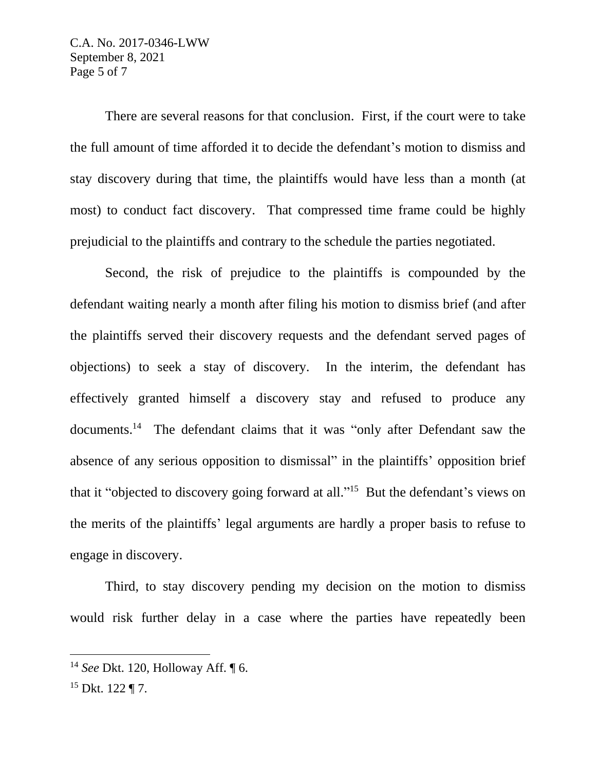There are several reasons for that conclusion. First, if the court were to take the full amount of time afforded it to decide the defendant's motion to dismiss and stay discovery during that time, the plaintiffs would have less than a month (at most) to conduct fact discovery. That compressed time frame could be highly prejudicial to the plaintiffs and contrary to the schedule the parties negotiated.

Second, the risk of prejudice to the plaintiffs is compounded by the defendant waiting nearly a month after filing his motion to dismiss brief (and after the plaintiffs served their discovery requests and the defendant served pages of objections) to seek a stay of discovery. In the interim, the defendant has effectively granted himself a discovery stay and refused to produce any documents.[14] The defendant claims that it was "only after Defendant saw the absence of any serious opposition to dismissal" in the plaintiffs' opposition brief that it "objected to discovery going forward at all."[15] But the defendant's views on the merits of the plaintiffs' legal arguments are hardly a proper basis to refuse to engage in discovery.

Third, to stay discovery pending my decision on the motion to dismiss would risk further delay in a case where the parties have repeatedly been

---

[14] *See* Dkt. 120, Holloway Aff. ¶ 6.

[15] Dkt. 122 ¶ 7.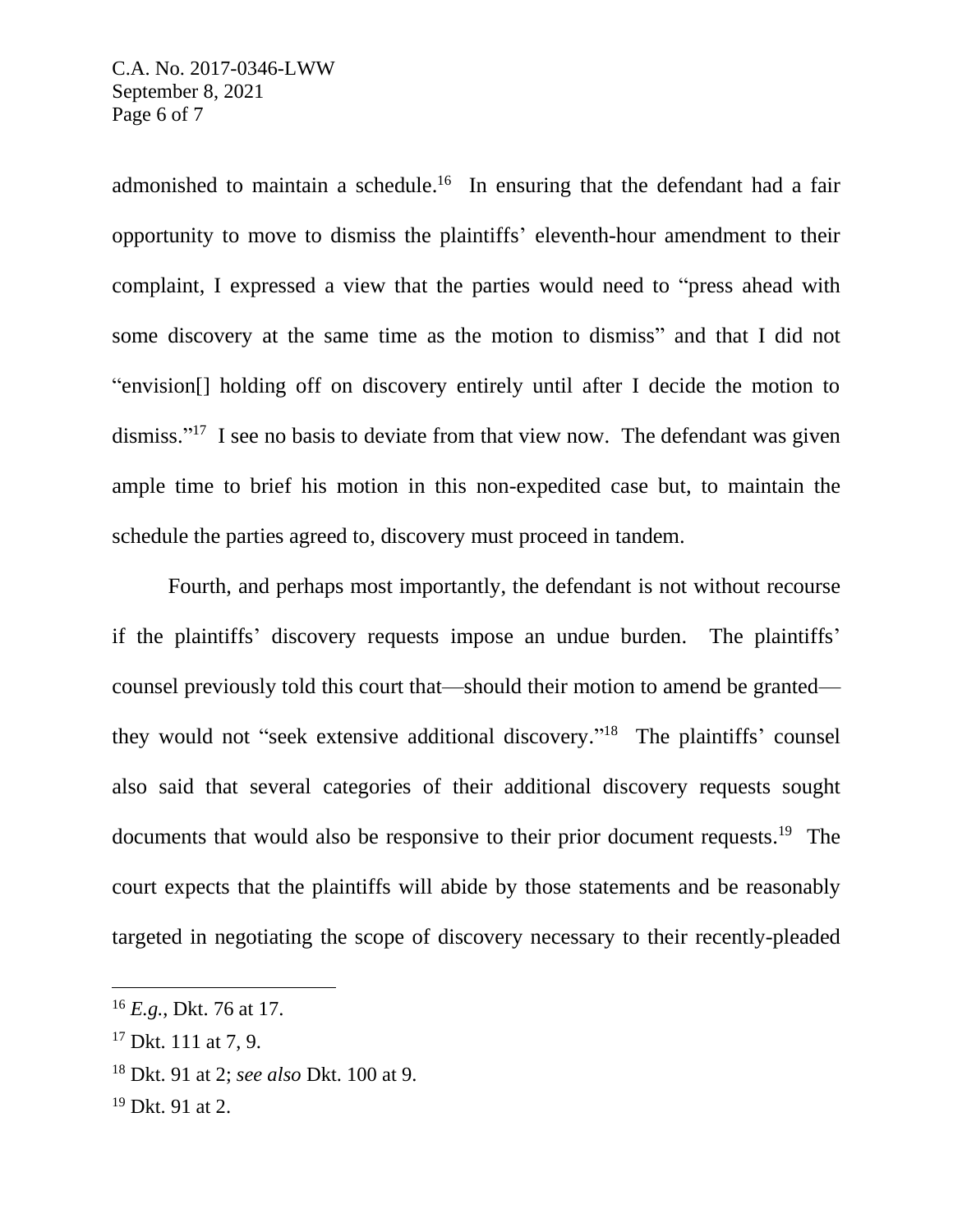admonished to maintain a schedule.[16] In ensuring that the defendant had a fair opportunity to move to dismiss the plaintiffs' eleventh-hour amendment to their complaint, I expressed a view that the parties would need to "press ahead with some discovery at the same time as the motion to dismiss" and that I did not "envision[] holding off on discovery entirely until after I decide the motion to dismiss."[17] I see no basis to deviate from that view now. The defendant was given ample time to brief his motion in this non-expedited case but, to maintain the schedule the parties agreed to, discovery must proceed in tandem.

Fourth, and perhaps most importantly, the defendant is not without recourse if the plaintiffs' discovery requests impose an undue burden. The plaintiffs' counsel previously told this court that—should their motion to amend be granted—they would not "seek extensive additional discovery."[18] The plaintiffs' counsel also said that several categories of their additional discovery requests sought documents that would also be responsive to their prior document requests.[19] The court expects that the plaintiffs will abide by those statements and be reasonably targeted in negotiating the scope of discovery necessary to their recently-pleaded

---

[16] *E.g.*, Dkt. 76 at 17.

[17] Dkt. 111 at 7, 9.

[18] Dkt. 91 at 2; *see also* Dkt. 100 at 9.

[19] Dkt. 91 at 2.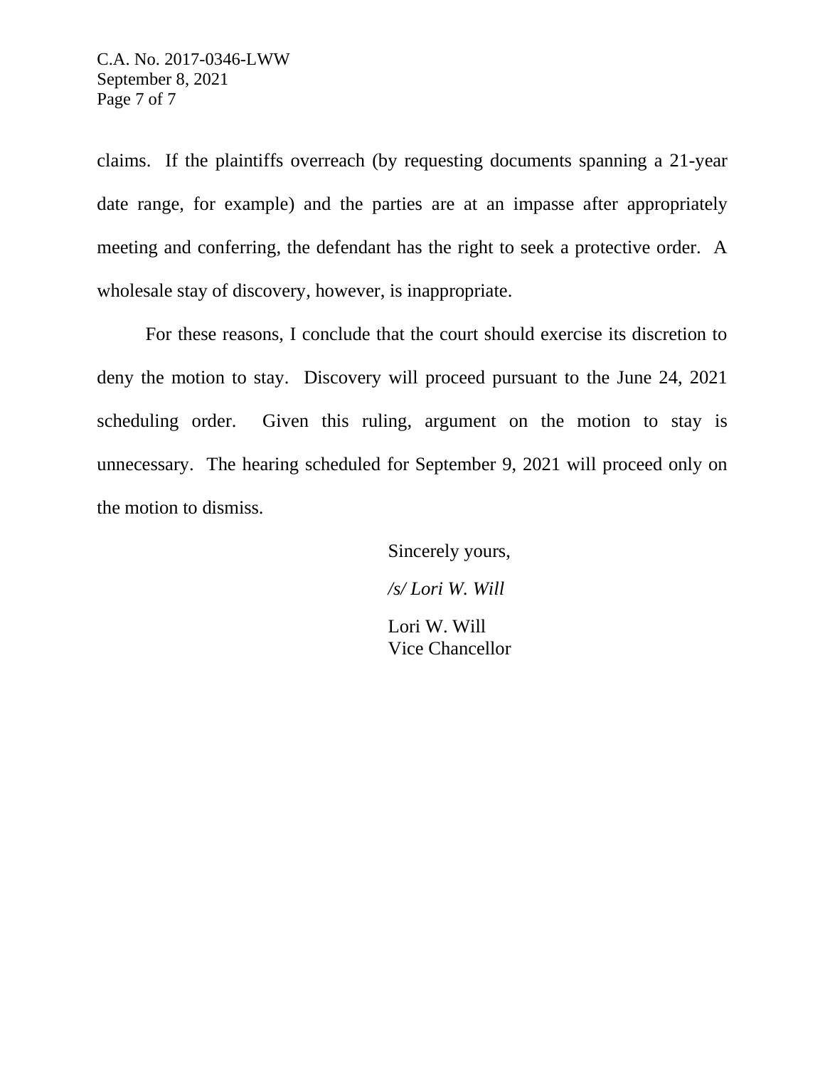claims. If the plaintiffs overreach (by requesting documents spanning a 21-year date range, for example) and the parties are at an impasse after appropriately meeting and conferring, the defendant has the right to seek a protective order. A wholesale stay of discovery, however, is inappropriate.

For these reasons, I conclude that the court should exercise its discretion to deny the motion to stay. Discovery will proceed pursuant to the June 24, 2021 scheduling order. Given this ruling, argument on the motion to stay is unnecessary. The hearing scheduled for September 9, 2021 will proceed only on the motion to dismiss.

Sincerely yours,

*/s/ Lori W. Will*

Lori W. Will
Vice Chancellor